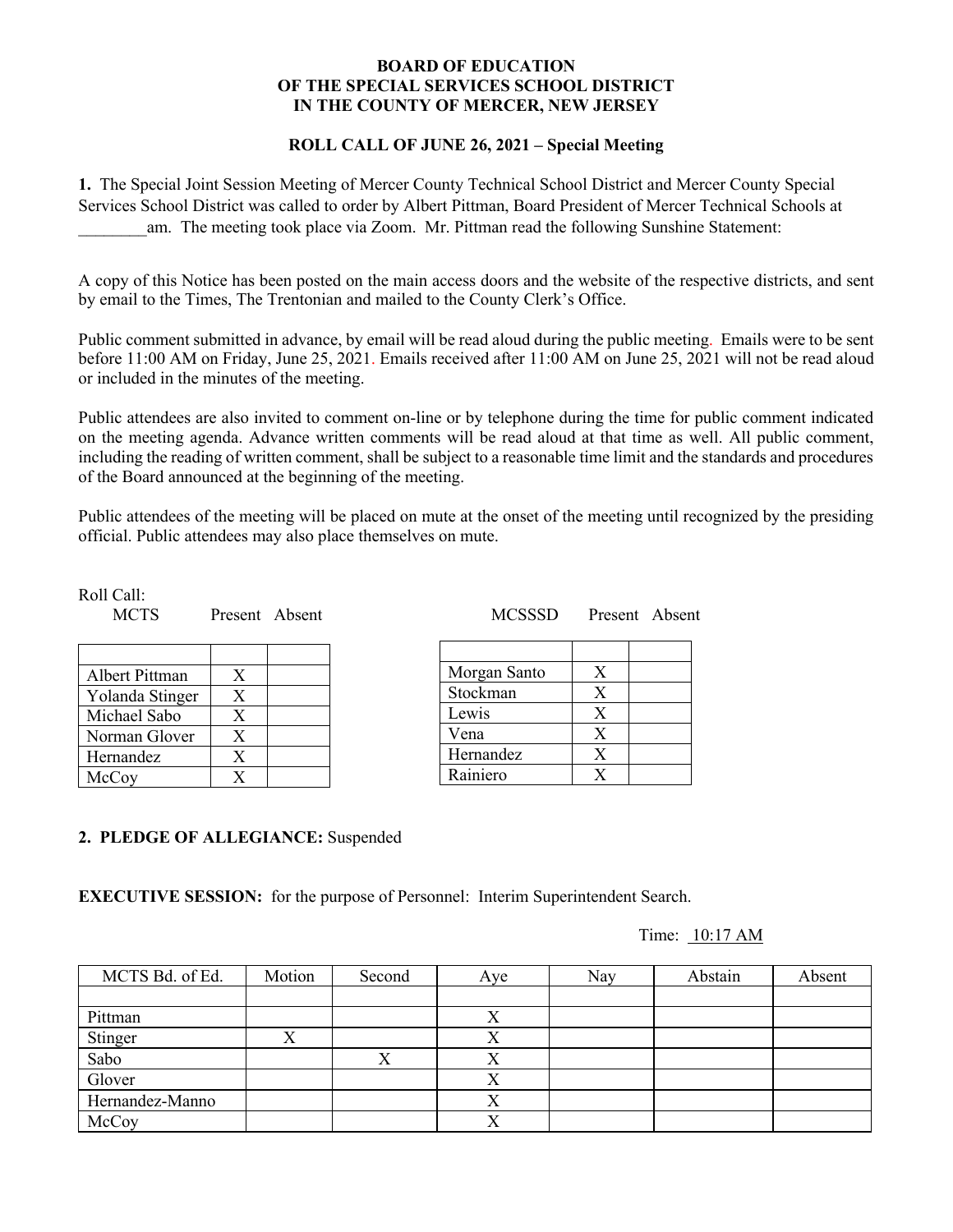**BOARD OF EDUCATION**
**OF THE SPECIAL SERVICES SCHOOL DISTRICT**
**IN THE COUNTY OF MERCER, NEW JERSEY**

**ROLL CALL OF JUNE 26, 2021 – Special Meeting**

**1.** The Special Joint Session Meeting of Mercer County Technical School District and Mercer County Special Services School District was called to order by Albert Pittman, Board President of Mercer Technical Schools at ________am. The meeting took place via Zoom. Mr. Pittman read the following Sunshine Statement:

A copy of this Notice has been posted on the main access doors and the website of the respective districts, and sent by email to the Times, The Trentonian and mailed to the County Clerk's Office.

Public comment submitted in advance, by email will be read aloud during the public meeting. Emails were to be sent before 11:00 AM on Friday, June 25, 2021. Emails received after 11:00 AM on June 25, 2021 will not be read aloud or included in the minutes of the meeting.

Public attendees are also invited to comment on-line or by telephone during the time for public comment indicated on the meeting agenda. Advance written comments will be read aloud at that time as well. All public comment, including the reading of written comment, shall be subject to a reasonable time limit and the standards and procedures of the Board announced at the beginning of the meeting.

Public attendees of the meeting will be placed on mute at the onset of the meeting until recognized by the presiding official. Public attendees may also place themselves on mute.

Roll Call:

| MCTS | Present | Absent |
|---|---|---|
| Albert Pittman | X | |
| Yolanda Stinger | X | |
| Michael Sabo | X | |
| Norman Glover | X | |
| Hernandez | X | |
| McCoy | X | |

| MCSSSD | Present | Absent |
|---|---|---|
| Morgan Santo | X | |
| Stockman | X | |
| Lewis | X | |
| Vena | X | |
| Hernandez | X | |
| Rainiero | X | |

**2. PLEDGE OF ALLEGIANCE:** Suspended

**EXECUTIVE SESSION:** for the purpose of Personnel: Interim Superintendent Search.

Time: 10:17 AM

| MCTS Bd. of Ed. | Motion | Second | Aye | Nay | Abstain | Absent |
|---|---|---|---|---|---|---|
| Pittman | | | X | | | |
| Stinger | X | | X | | | |
| Sabo | | X | X | | | |
| Glover | | | X | | | |
| Hernandez-Manno | | | X | | | |
| McCoy | | | X | | | |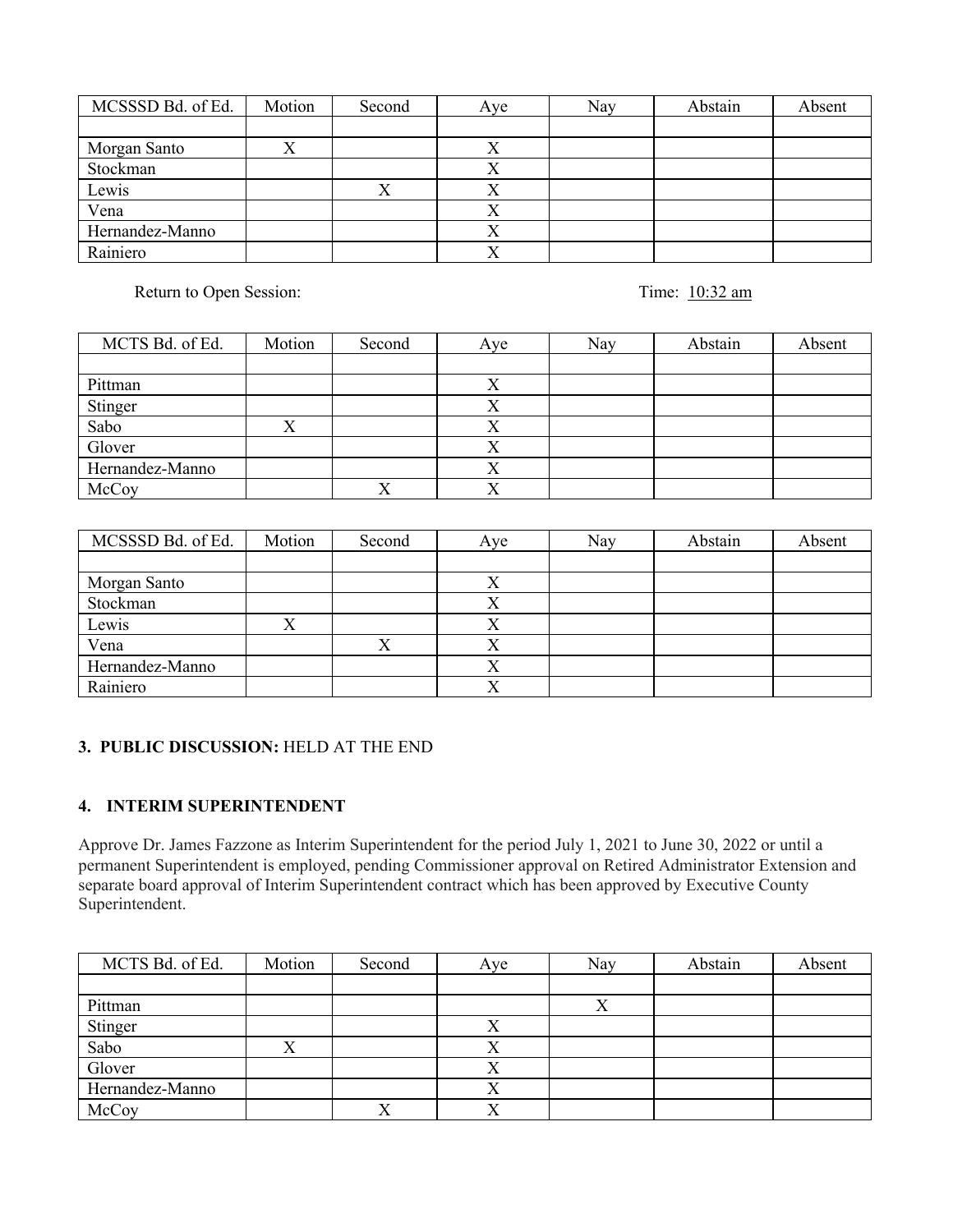| MCSSSD Bd. of Ed. | Motion | Second | Aye | Nay | Abstain | Absent |
|---|---|---|---|---|---|---|
| | | | | | | |
| Morgan Santo | X | | X | | | |
| Stockman | | | X | | | |
| Lewis | | X | X | | | |
| Vena | | | X | | | |
| Hernandez-Manno | | | X | | | |
| Rainiero | | | X | | | |

Return to Open Session: Time: 10:32 am

| MCTS Bd. of Ed. | Motion | Second | Aye | Nay | Abstain | Absent |
|---|---|---|---|---|---|---|
| | | | | | | |
| Pittman | | | X | | | |
| Stinger | | | X | | | |
| Sabo | X | | X | | | |
| Glover | | | X | | | |
| Hernandez-Manno | | | X | | | |
| McCoy | | X | X | | | |

| MCSSSD Bd. of Ed. | Motion | Second | Aye | Nay | Abstain | Absent |
|---|---|---|---|---|---|---|
| | | | | | | |
| Morgan Santo | | | X | | | |
| Stockman | | | X | | | |
| Lewis | X | | X | | | |
| Vena | | X | X | | | |
| Hernandez-Manno | | | X | | | |
| Rainiero | | | X | | | |

## 3. PUBLIC DISCUSSION: HELD AT THE END

## 4. INTERIM SUPERINTENDENT

Approve Dr. James Fazzone as Interim Superintendent for the period July 1, 2021 to June 30, 2022 or until a permanent Superintendent is employed, pending Commissioner approval on Retired Administrator Extension and separate board approval of Interim Superintendent contract which has been approved by Executive County Superintendent.

| MCTS Bd. of Ed. | Motion | Second | Aye | Nay | Abstain | Absent |
|---|---|---|---|---|---|---|
| | | | | | | |
| Pittman | | | | X | | |
| Stinger | | | X | | | |
| Sabo | X | | X | | | |
| Glover | | | X | | | |
| Hernandez-Manno | | | X | | | |
| McCoy | | X | X | | | |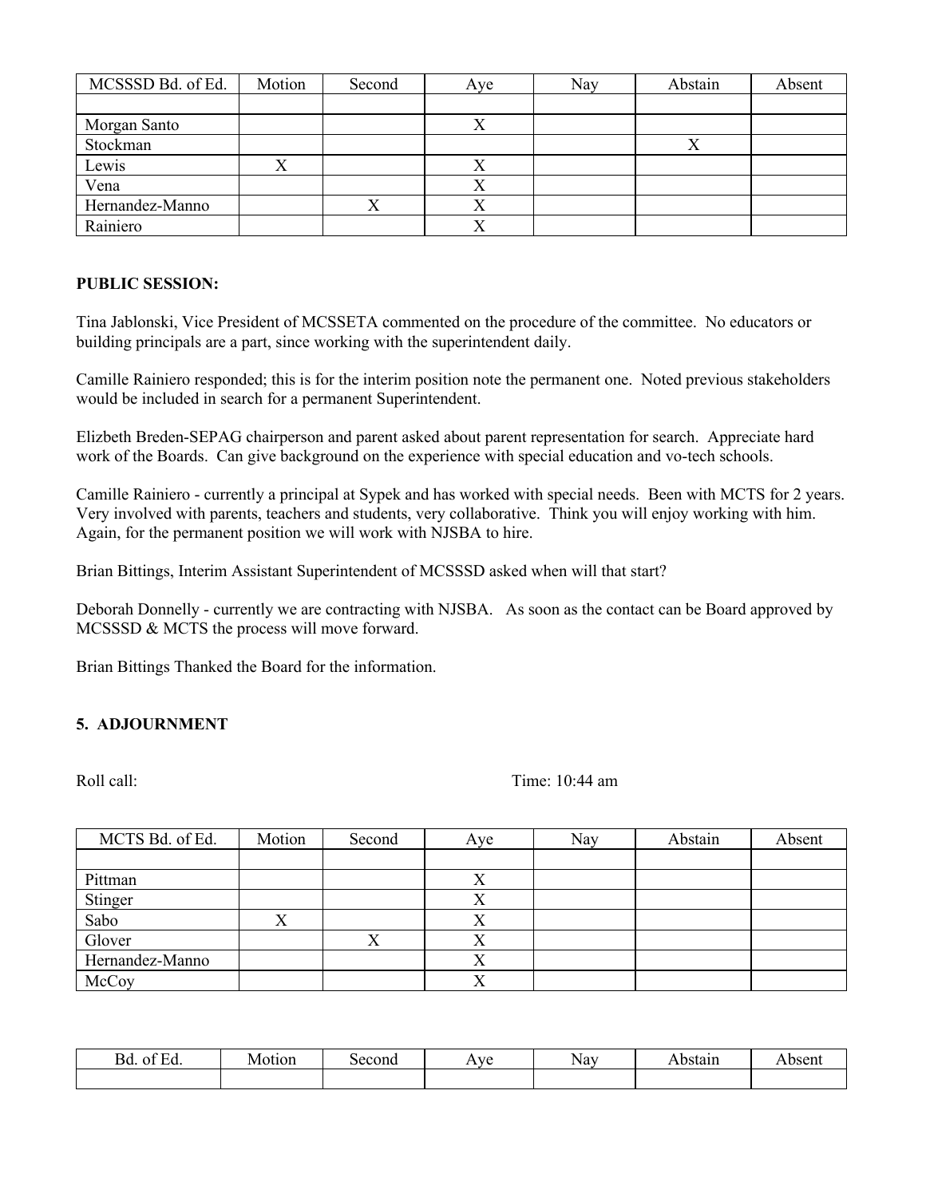| MCSSSD Bd. of Ed. | Motion | Second | Aye | Nay | Abstain | Absent |
|---|---|---|---|---|---|---|
| | | | | | | |
| Morgan Santo | | | X | | | |
| Stockman | | | | | X | |
| Lewis | X | | X | | | |
| Vena | | | X | | | |
| Hernandez-Manno | | X | X | | | |
| Rainiero | | | X | | | |

**PUBLIC SESSION:**

Tina Jablonski, Vice President of MCSSETA commented on the procedure of the committee. No educators or building principals are a part, since working with the superintendent daily.

Camille Rainiero responded; this is for the interim position note the permanent one. Noted previous stakeholders would be included in search for a permanent Superintendent.

Elizbeth Breden-SEPAG chairperson and parent asked about parent representation for search. Appreciate hard work of the Boards. Can give background on the experience with special education and vo-tech schools.

Camille Rainiero - currently a principal at Sypek and has worked with special needs. Been with MCTS for 2 years. Very involved with parents, teachers and students, very collaborative. Think you will enjoy working with him. Again, for the permanent position we will work with NJSBA to hire.

Brian Bittings, Interim Assistant Superintendent of MCSSSD asked when will that start?

Deborah Donnelly - currently we are contracting with NJSBA. As soon as the contact can be Board approved by MCSSSD & MCTS the process will move forward.

Brian Bittings Thanked the Board for the information.

**5. ADJOURNMENT**

Roll call: Time: 10:44 am

| MCTS Bd. of Ed. | Motion | Second | Aye | Nay | Abstain | Absent |
|---|---|---|---|---|---|---|
| | | | | | | |
| Pittman | | | X | | | |
| Stinger | | | X | | | |
| Sabo | X | | X | | | |
| Glover | | X | X | | | |
| Hernandez-Manno | | | X | | | |
| McCoy | | | X | | | |

| Bd. of Ed. | Motion | Second | Aye | Nay | Abstain | Absent |
|---|---|---|---|---|---|---|
| | | | | | | |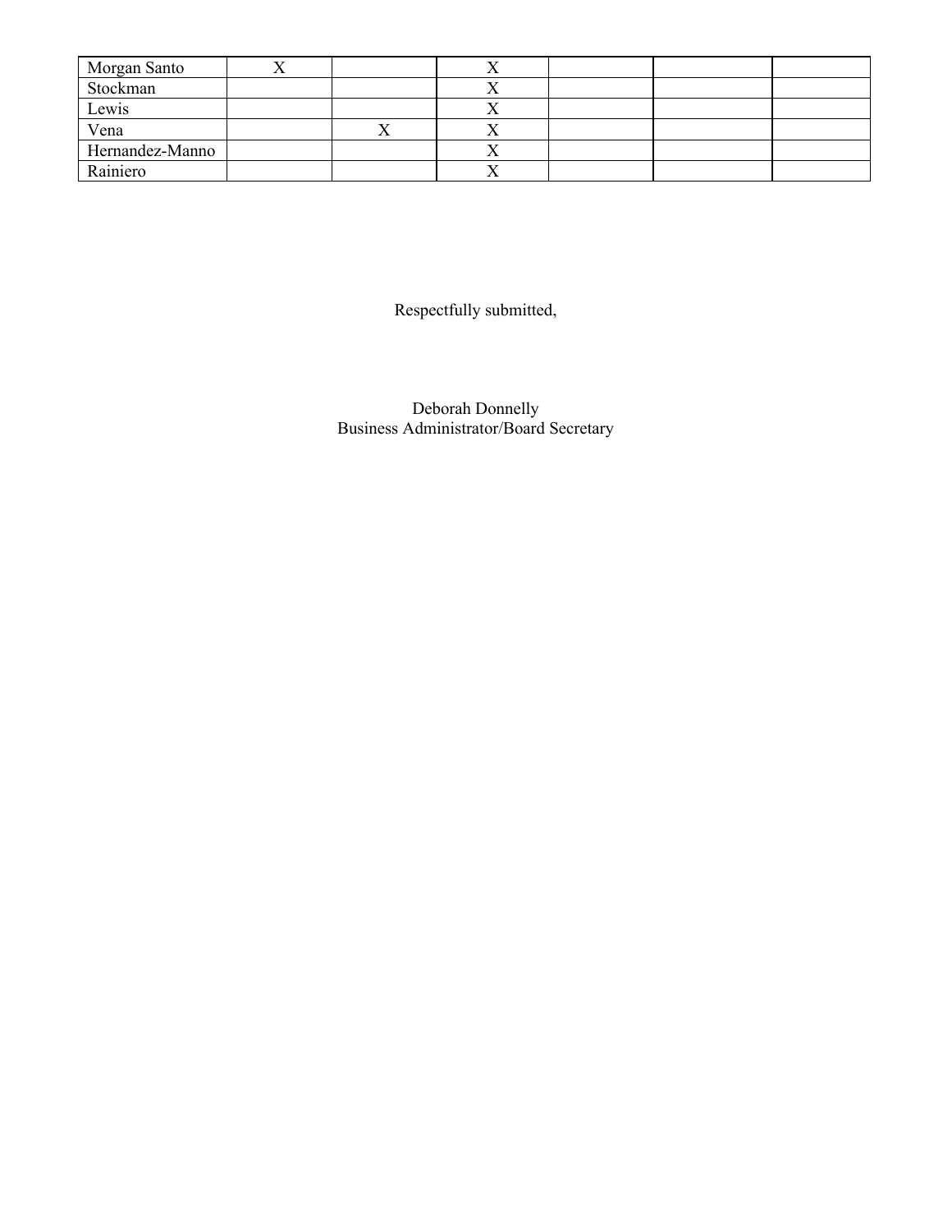| | | | | | | |
|---|---|---|---|---|---|---|
| Morgan Santo | X | | X | | | |
| Stockman | | | X | | | |
| Lewis | | | X | | | |
| Vena | | X | X | | | |
| Hernandez-Manno | | | X | | | |
| Rainiero | | | X | | | |

Respectfully submitted,

Deborah Donnelly
Business Administrator/Board Secretary